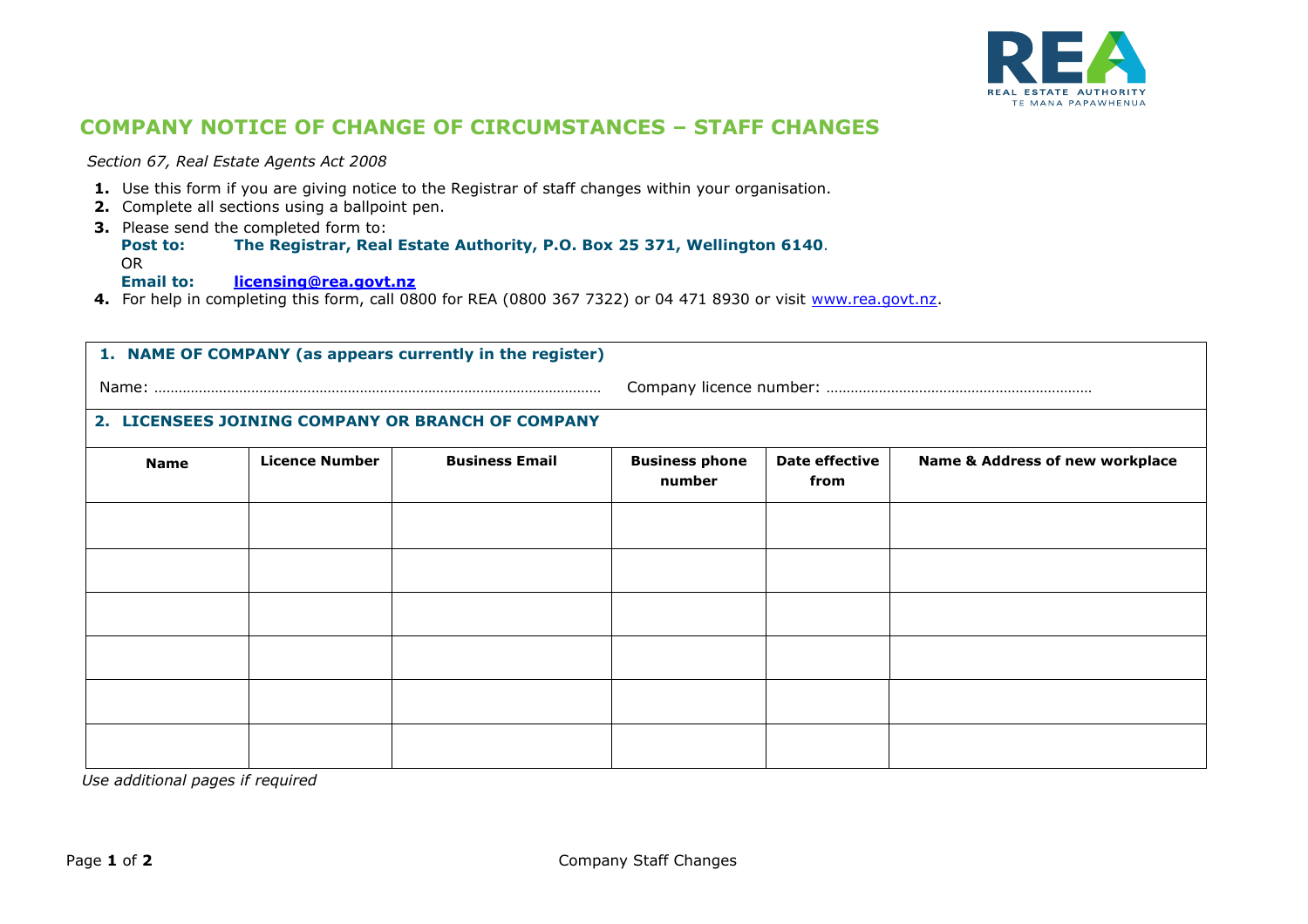REAL ESTATE AUTHORITY
TE MANA PAPAWHENUA

# COMPANY NOTICE OF CHANGE OF CIRCUMSTANCES – STAFF CHANGES

*Section 67, Real Estate Agents Act 2008*

1. Use this form if you are giving notice to the Registrar of staff changes within your organisation.
2. Complete all sections using a ballpoint pen.
3. Please send the completed form to:
   **Post to:** **The Registrar, Real Estate Authority, P.O. Box 25 371, Wellington 6140**.
   OR
   **Email to:** **licensing@rea.govt.nz**
4. For help in completing this form, call 0800 for REA (0800 367 7322) or 04 471 8930 or visit www.rea.govt.nz.

## 1. NAME OF COMPANY (as appears currently in the register)

Name: …………………………………………………………………………………………… Company licence number: …………………………………………………………

## 2. LICENSEES JOINING COMPANY OR BRANCH OF COMPANY

| Name | Licence Number | Business Email | Business phone number | Date effective from | Name & Address of new workplace |
|---|---|---|---|---|---|
| | | | | | |
| | | | | | |
| | | | | | |
| | | | | | |
| | | | | | |
| | | | | | |

*Use additional pages if required*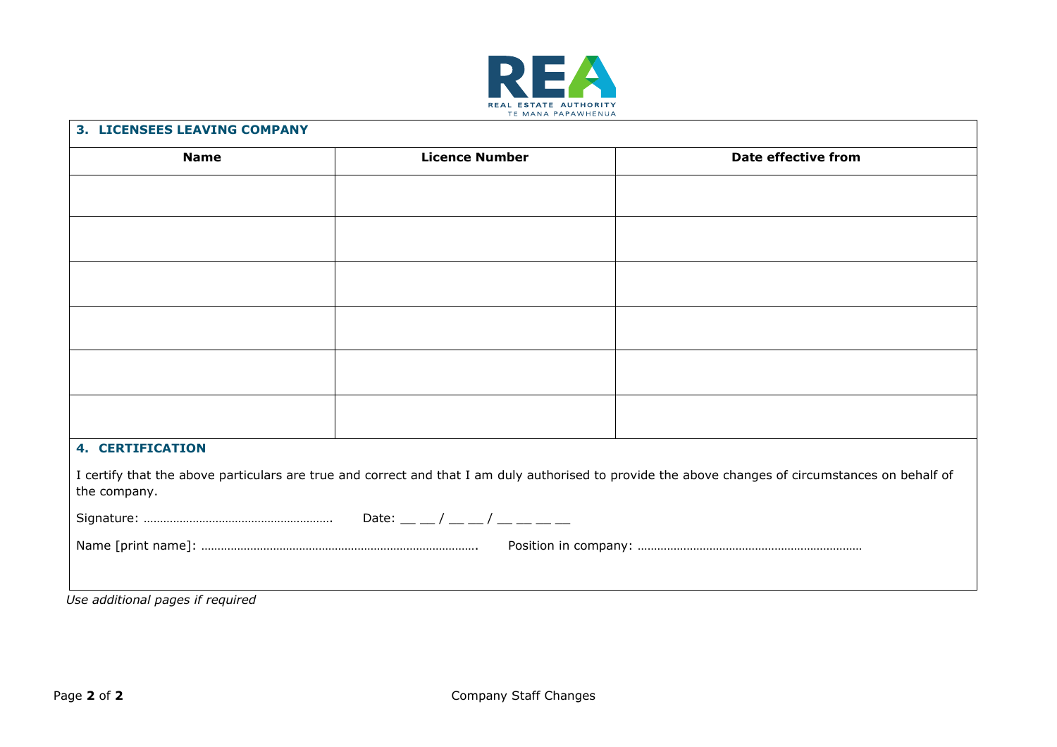### 3. LICENSEES LEAVING COMPANY

| Name | Licence Number | Date effective from |
|---|---|---|
| | | |
| | | |
| | | |
| | | |
| | | |
| | | |

### 4. CERTIFICATION

I certify that the above particulars are true and correct and that I am duly authorised to provide the above changes of circumstances on behalf of the company.

Signature: ………………………………………………. Date: __ __ / __ __ / __ __ __ __

Name [print name]: ………………………………………………………………………. Position in company: ……………………………………………………………

*Use additional pages if required*